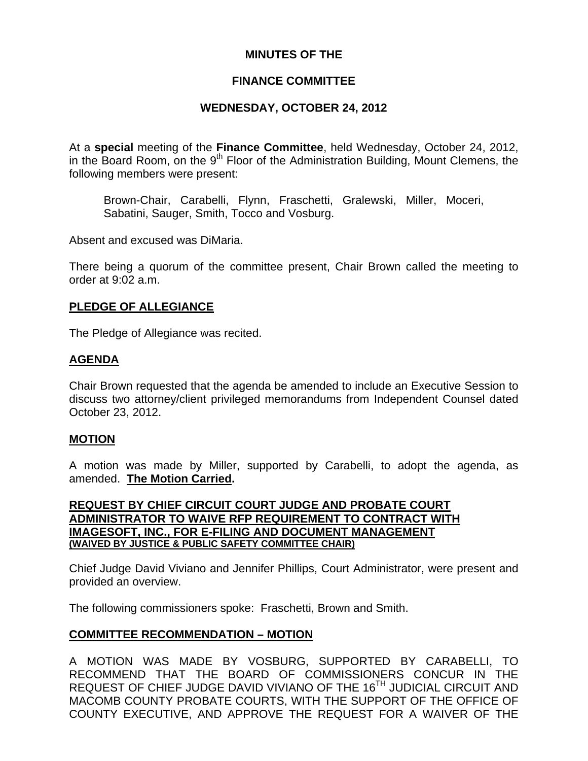# MINUTES OF THE

# FINANCE COMMITTEE

# WEDNESDAY, OCTOBER 24, 2012

At a **special** meeting of the **Finance Committee**, held Wednesday, October 24, 2012, in the Board Room, on the 9th Floor of the Administration Building, Mount Clemens, the following members were present:

> Brown-Chair, Carabelli, Flynn, Fraschetti, Gralewski, Miller, Moceri, Sabatini, Sauger, Smith, Tocco and Vosburg.

Absent and excused was DiMaria.

There being a quorum of the committee present, Chair Brown called the meeting to order at 9:02 a.m.

## PLEDGE OF ALLEGIANCE

The Pledge of Allegiance was recited.

## AGENDA

Chair Brown requested that the agenda be amended to include an Executive Session to discuss two attorney/client privileged memorandums from Independent Counsel dated October 23, 2012.

## MOTION

A motion was made by Miller, supported by Carabelli, to adopt the agenda, as amended. **The Motion Carried.**

## REQUEST BY CHIEF CIRCUIT COURT JUDGE AND PROBATE COURT ADMINISTRATOR TO WAIVE RFP REQUIREMENT TO CONTRACT WITH IMAGESOFT, INC., FOR E-FILING AND DOCUMENT MANAGEMENT (WAIVED BY JUSTICE & PUBLIC SAFETY COMMITTEE CHAIR)

Chief Judge David Viviano and Jennifer Phillips, Court Administrator, were present and provided an overview.

The following commissioners spoke: Fraschetti, Brown and Smith.

## COMMITTEE RECOMMENDATION – MOTION

A MOTION WAS MADE BY VOSBURG, SUPPORTED BY CARABELLI, TO RECOMMEND THAT THE BOARD OF COMMISSIONERS CONCUR IN THE REQUEST OF CHIEF JUDGE DAVID VIVIANO OF THE 16TH JUDICIAL CIRCUIT AND MACOMB COUNTY PROBATE COURTS, WITH THE SUPPORT OF THE OFFICE OF COUNTY EXECUTIVE, AND APPROVE THE REQUEST FOR A WAIVER OF THE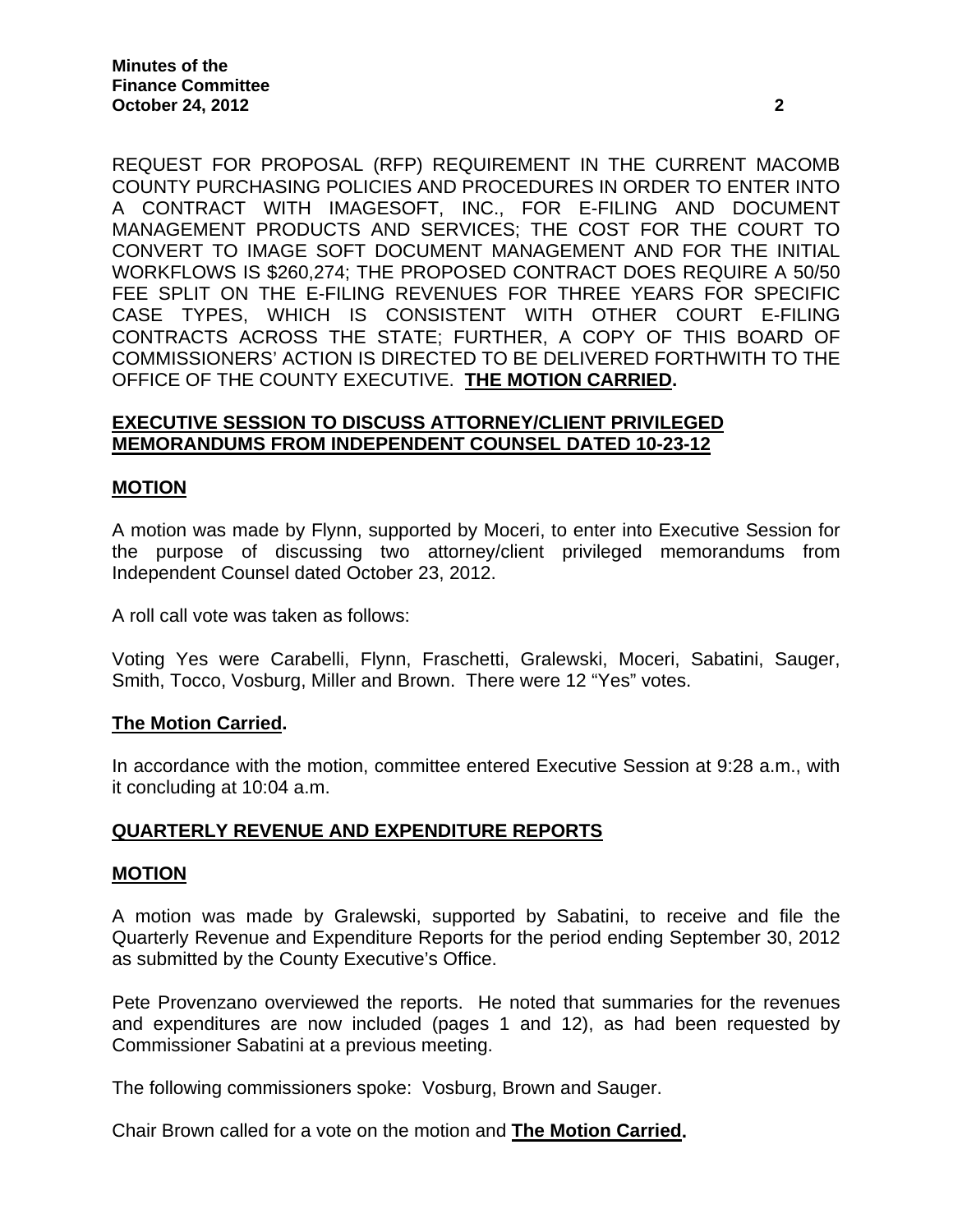REQUEST FOR PROPOSAL (RFP) REQUIREMENT IN THE CURRENT MACOMB COUNTY PURCHASING POLICIES AND PROCEDURES IN ORDER TO ENTER INTO A CONTRACT WITH IMAGESOFT, INC., FOR E-FILING AND DOCUMENT MANAGEMENT PRODUCTS AND SERVICES; THE COST FOR THE COURT TO CONVERT TO IMAGE SOFT DOCUMENT MANAGEMENT AND FOR THE INITIAL WORKFLOWS IS $260,274; THE PROPOSED CONTRACT DOES REQUIRE A 50/50 FEE SPLIT ON THE E-FILING REVENUES FOR THREE YEARS FOR SPECIFIC CASE TYPES, WHICH IS CONSISTENT WITH OTHER COURT E-FILING CONTRACTS ACROSS THE STATE; FURTHER, A COPY OF THIS BOARD OF COMMISSIONERS' ACTION IS DIRECTED TO BE DELIVERED FORTHWITH TO THE OFFICE OF THE COUNTY EXECUTIVE. **THE MOTION CARRIED.**

## EXECUTIVE SESSION TO DISCUSS ATTORNEY/CLIENT PRIVILEGED MEMORANDUMS FROM INDEPENDENT COUNSEL DATED 10-23-12

### MOTION

A motion was made by Flynn, supported by Moceri, to enter into Executive Session for the purpose of discussing two attorney/client privileged memorandums from Independent Counsel dated October 23, 2012.

A roll call vote was taken as follows:

Voting Yes were Carabelli, Flynn, Fraschetti, Gralewski, Moceri, Sabatini, Sauger, Smith, Tocco, Vosburg, Miller and Brown. There were 12 "Yes" votes.

**The Motion Carried.**

In accordance with the motion, committee entered Executive Session at 9:28 a.m., with it concluding at 10:04 a.m.

## QUARTERLY REVENUE AND EXPENDITURE REPORTS

### MOTION

A motion was made by Gralewski, supported by Sabatini, to receive and file the Quarterly Revenue and Expenditure Reports for the period ending September 30, 2012 as submitted by the County Executive's Office.

Pete Provenzano overviewed the reports. He noted that summaries for the revenues and expenditures are now included (pages 1 and 12), as had been requested by Commissioner Sabatini at a previous meeting.

The following commissioners spoke: Vosburg, Brown and Sauger.

Chair Brown called for a vote on the motion and **The Motion Carried.**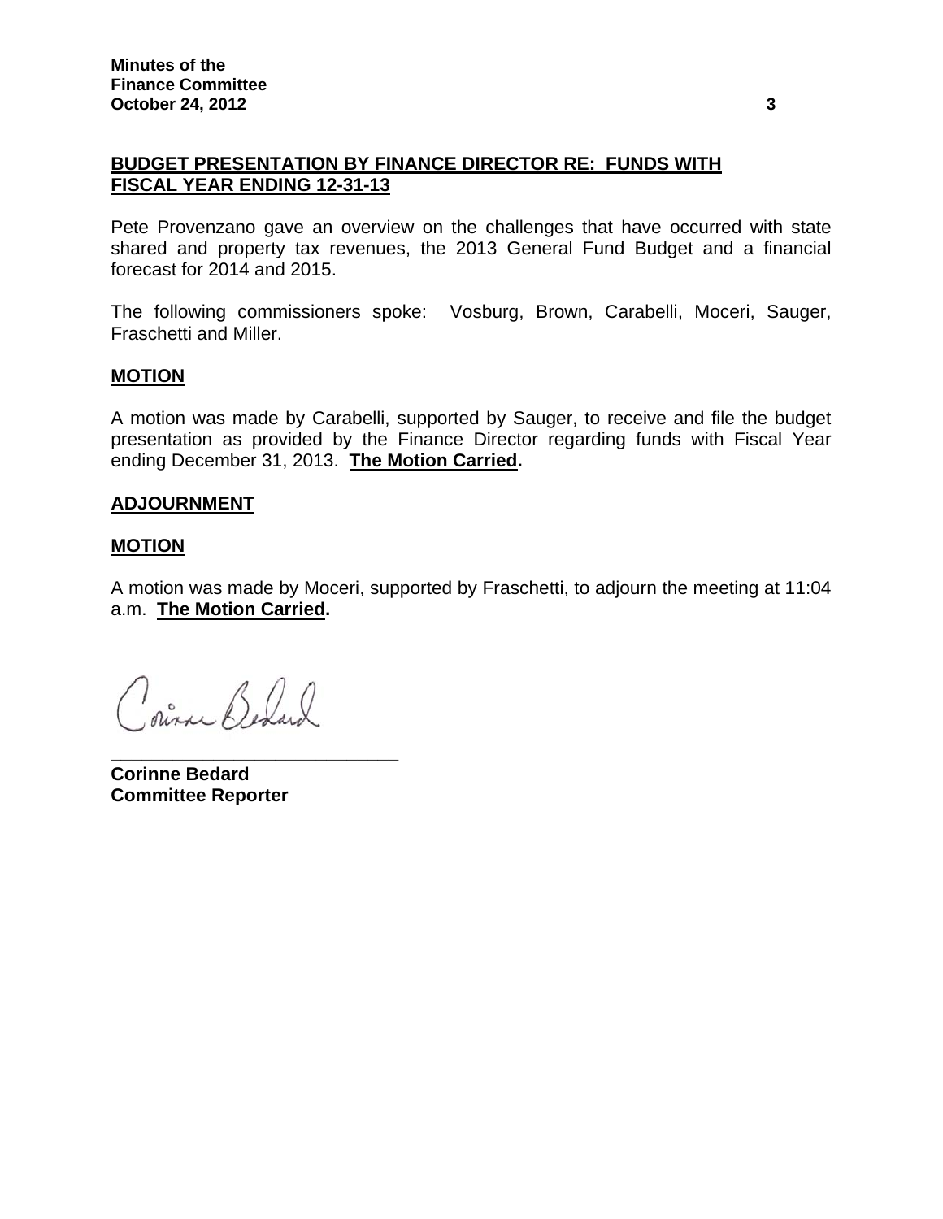## BUDGET PRESENTATION BY FINANCE DIRECTOR RE: FUNDS WITH FISCAL YEAR ENDING 12-31-13

Pete Provenzano gave an overview on the challenges that have occurred with state shared and property tax revenues, the 2013 General Fund Budget and a financial forecast for 2014 and 2015.

The following commissioners spoke: Vosburg, Brown, Carabelli, Moceri, Sauger, Fraschetti and Miller.

## MOTION

A motion was made by Carabelli, supported by Sauger, to receive and file the budget presentation as provided by the Finance Director regarding funds with Fiscal Year ending December 31, 2013. **The Motion Carried.**

## ADJOURNMENT

## MOTION

A motion was made by Moceri, supported by Fraschetti, to adjourn the meeting at 11:04 a.m. **The Motion Carried.**

______________________________

**Corinne Bedard**
**Committee Reporter**